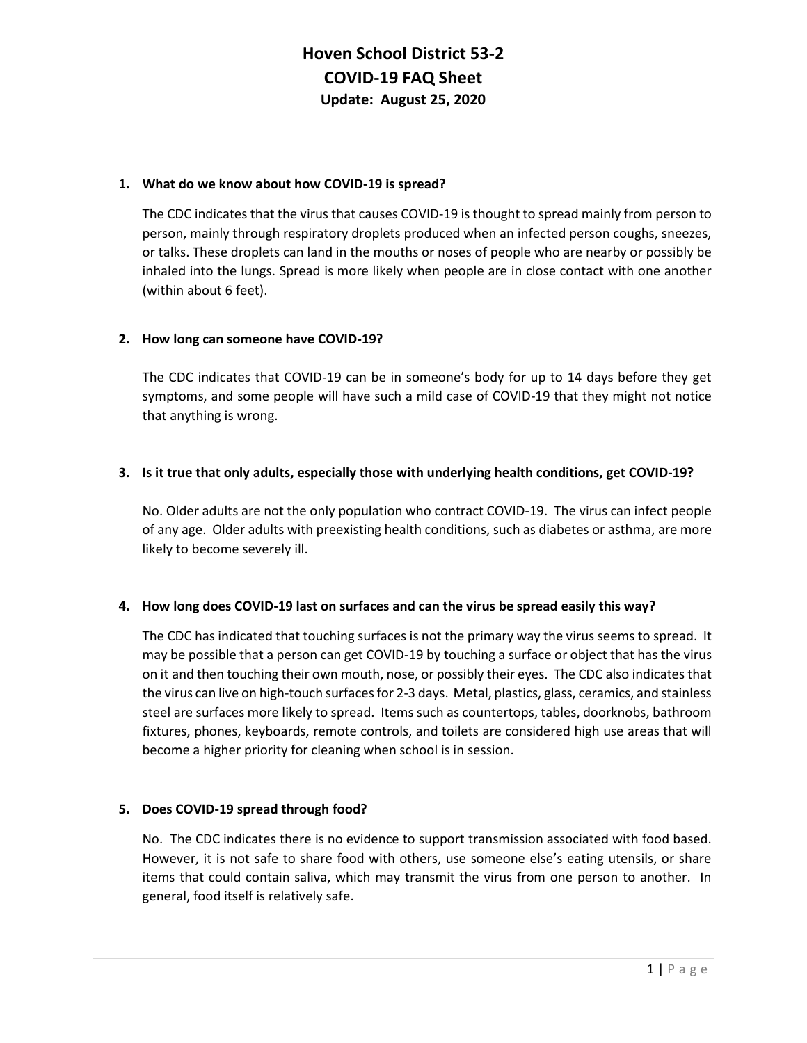# Hoven School District 53-2
# COVID-19 FAQ Sheet
### Update: August 25, 2020

**1. What do we know about how COVID-19 is spread?**

The CDC indicates that the virus that causes COVID-19 is thought to spread mainly from person to person, mainly through respiratory droplets produced when an infected person coughs, sneezes, or talks. These droplets can land in the mouths or noses of people who are nearby or possibly be inhaled into the lungs. Spread is more likely when people are in close contact with one another (within about 6 feet).

**2. How long can someone have COVID-19?**

The CDC indicates that COVID-19 can be in someone's body for up to 14 days before they get symptoms, and some people will have such a mild case of COVID-19 that they might not notice that anything is wrong.

**3. Is it true that only adults, especially those with underlying health conditions, get COVID-19?**

No. Older adults are not the only population who contract COVID-19. The virus can infect people of any age. Older adults with preexisting health conditions, such as diabetes or asthma, are more likely to become severely ill.

**4. How long does COVID-19 last on surfaces and can the virus be spread easily this way?**

The CDC has indicated that touching surfaces is not the primary way the virus seems to spread. It may be possible that a person can get COVID-19 by touching a surface or object that has the virus on it and then touching their own mouth, nose, or possibly their eyes. The CDC also indicates that the virus can live on high-touch surfaces for 2-3 days. Metal, plastics, glass, ceramics, and stainless steel are surfaces more likely to spread. Items such as countertops, tables, doorknobs, bathroom fixtures, phones, keyboards, remote controls, and toilets are considered high use areas that will become a higher priority for cleaning when school is in session.

**5. Does COVID-19 spread through food?**

No. The CDC indicates there is no evidence to support transmission associated with food based. However, it is not safe to share food with others, use someone else's eating utensils, or share items that could contain saliva, which may transmit the virus from one person to another. In general, food itself is relatively safe.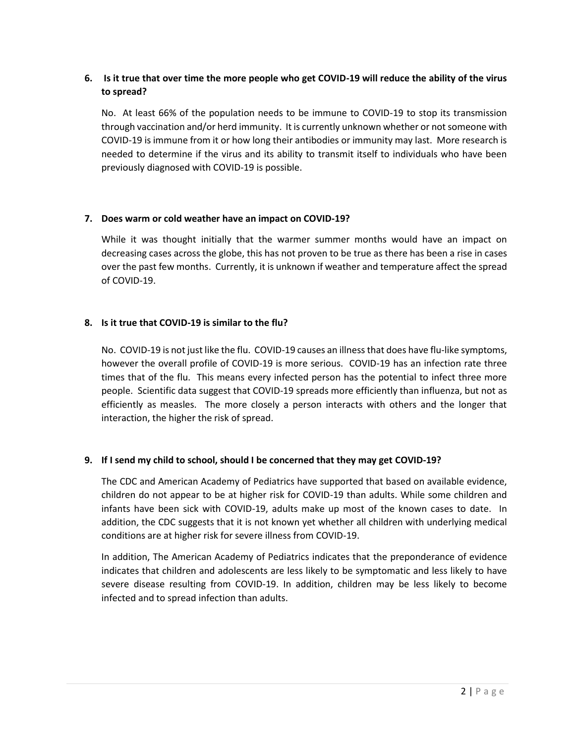6. **Is it true that over time the more people who get COVID-19 will reduce the ability of the virus to spread?**

   No. At least 66% of the population needs to be immune to COVID-19 to stop its transmission through vaccination and/or herd immunity. It is currently unknown whether or not someone with COVID-19 is immune from it or how long their antibodies or immunity may last. More research is needed to determine if the virus and its ability to transmit itself to individuals who have been previously diagnosed with COVID-19 is possible.

7. **Does warm or cold weather have an impact on COVID-19?**

   While it was thought initially that the warmer summer months would have an impact on decreasing cases across the globe, this has not proven to be true as there has been a rise in cases over the past few months. Currently, it is unknown if weather and temperature affect the spread of COVID-19.

8. **Is it true that COVID-19 is similar to the flu?**

   No. COVID-19 is not just like the flu. COVID-19 causes an illness that does have flu-like symptoms, however the overall profile of COVID-19 is more serious. COVID-19 has an infection rate three times that of the flu. This means every infected person has the potential to infect three more people. Scientific data suggest that COVID-19 spreads more efficiently than influenza, but not as efficiently as measles. The more closely a person interacts with others and the longer that interaction, the higher the risk of spread.

9. **If I send my child to school, should I be concerned that they may get COVID-19?**

   The CDC and American Academy of Pediatrics have supported that based on available evidence, children do not appear to be at higher risk for COVID-19 than adults. While some children and infants have been sick with COVID-19, adults make up most of the known cases to date. In addition, the CDC suggests that it is not known yet whether all children with underlying medical conditions are at higher risk for severe illness from COVID-19.

   In addition, The American Academy of Pediatrics indicates that the preponderance of evidence indicates that children and adolescents are less likely to be symptomatic and less likely to have severe disease resulting from COVID-19. In addition, children may be less likely to become infected and to spread infection than adults.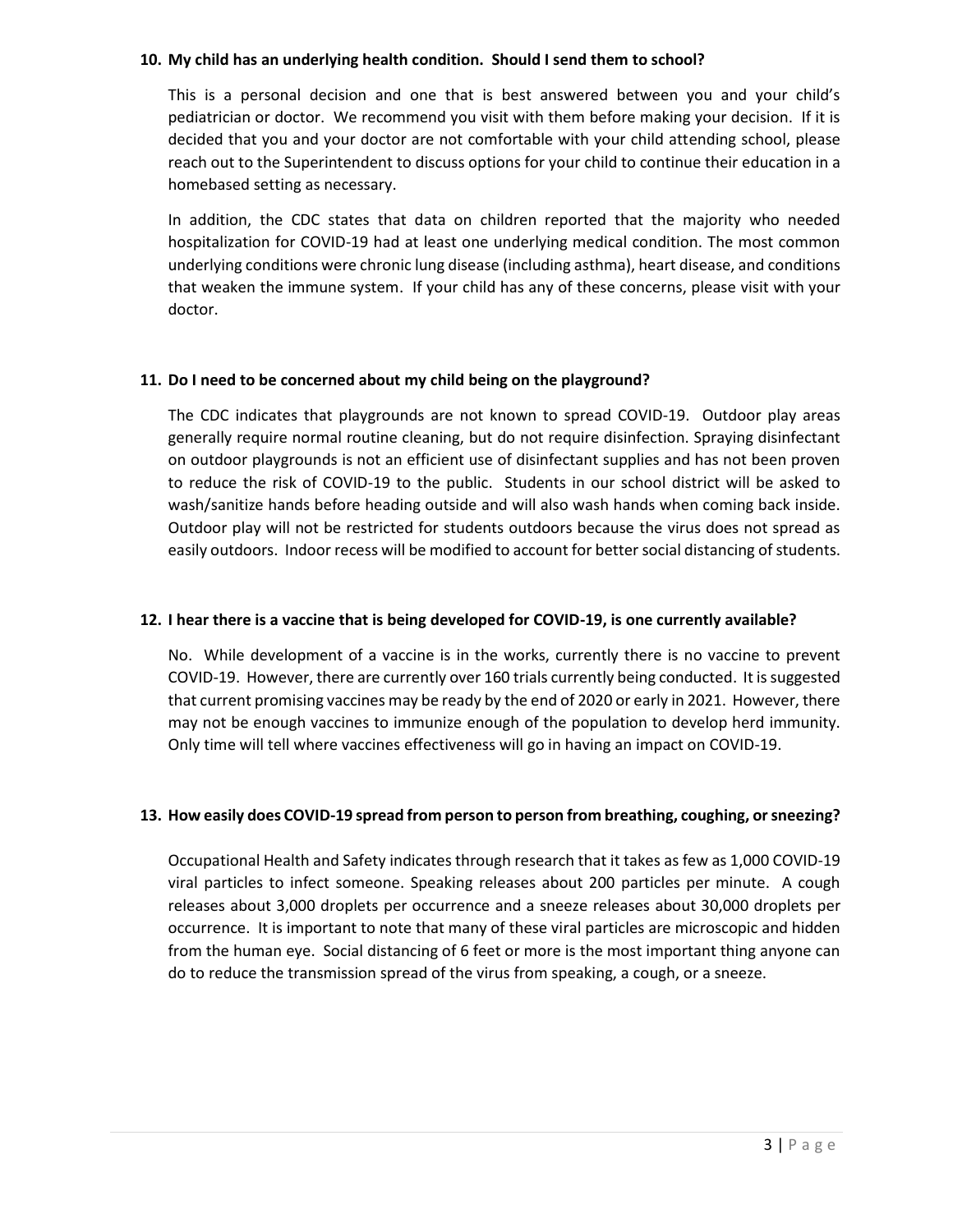**10. My child has an underlying health condition. Should I send them to school?**

This is a personal decision and one that is best answered between you and your child's pediatrician or doctor. We recommend you visit with them before making your decision. If it is decided that you and your doctor are not comfortable with your child attending school, please reach out to the Superintendent to discuss options for your child to continue their education in a homebased setting as necessary.

In addition, the CDC states that data on children reported that the majority who needed hospitalization for COVID-19 had at least one underlying medical condition. The most common underlying conditions were chronic lung disease (including asthma), heart disease, and conditions that weaken the immune system. If your child has any of these concerns, please visit with your doctor.

**11. Do I need to be concerned about my child being on the playground?**

The CDC indicates that playgrounds are not known to spread COVID-19. Outdoor play areas generally require normal routine cleaning, but do not require disinfection. Spraying disinfectant on outdoor playgrounds is not an efficient use of disinfectant supplies and has not been proven to reduce the risk of COVID-19 to the public. Students in our school district will be asked to wash/sanitize hands before heading outside and will also wash hands when coming back inside. Outdoor play will not be restricted for students outdoors because the virus does not spread as easily outdoors. Indoor recess will be modified to account for better social distancing of students.

**12. I hear there is a vaccine that is being developed for COVID-19, is one currently available?**

No. While development of a vaccine is in the works, currently there is no vaccine to prevent COVID-19. However, there are currently over 160 trials currently being conducted. It is suggested that current promising vaccines may be ready by the end of 2020 or early in 2021. However, there may not be enough vaccines to immunize enough of the population to develop herd immunity. Only time will tell where vaccines effectiveness will go in having an impact on COVID-19.

**13. How easily does COVID-19 spread from person to person from breathing, coughing, or sneezing?**

Occupational Health and Safety indicates through research that it takes as few as 1,000 COVID-19 viral particles to infect someone. Speaking releases about 200 particles per minute. A cough releases about 3,000 droplets per occurrence and a sneeze releases about 30,000 droplets per occurrence. It is important to note that many of these viral particles are microscopic and hidden from the human eye. Social distancing of 6 feet or more is the most important thing anyone can do to reduce the transmission spread of the virus from speaking, a cough, or a sneeze.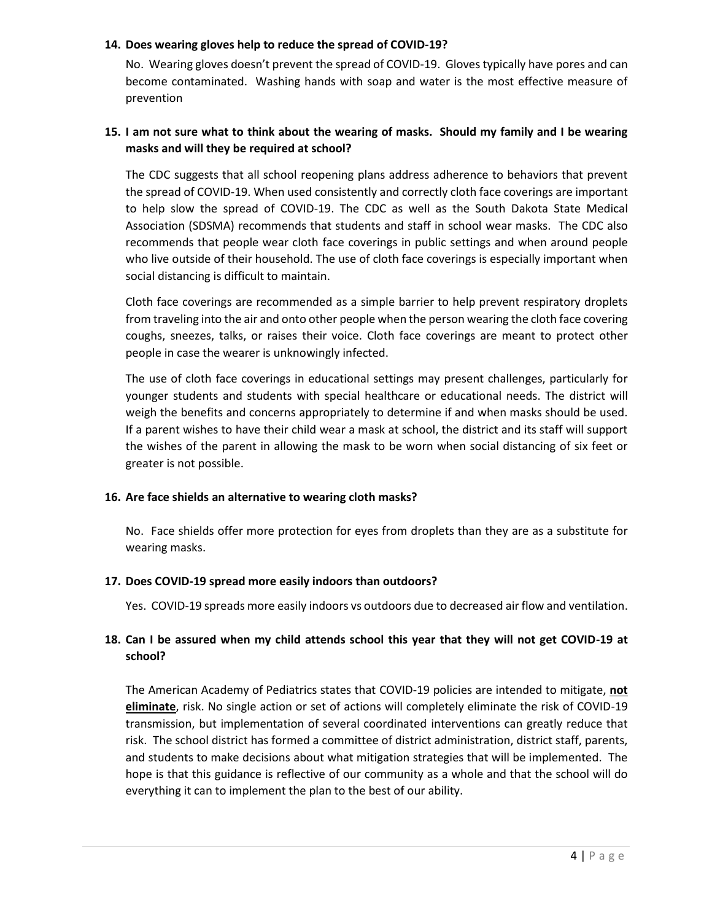**14. Does wearing gloves help to reduce the spread of COVID-19?**

No. Wearing gloves doesn't prevent the spread of COVID-19. Gloves typically have pores and can become contaminated. Washing hands with soap and water is the most effective measure of prevention

**15. I am not sure what to think about the wearing of masks. Should my family and I be wearing masks and will they be required at school?**

The CDC suggests that all school reopening plans address adherence to behaviors that prevent the spread of COVID-19. When used consistently and correctly cloth face coverings are important to help slow the spread of COVID-19. The CDC as well as the South Dakota State Medical Association (SDSMA) recommends that students and staff in school wear masks. The CDC also recommends that people wear cloth face coverings in public settings and when around people who live outside of their household. The use of cloth face coverings is especially important when social distancing is difficult to maintain.

Cloth face coverings are recommended as a simple barrier to help prevent respiratory droplets from traveling into the air and onto other people when the person wearing the cloth face covering coughs, sneezes, talks, or raises their voice. Cloth face coverings are meant to protect other people in case the wearer is unknowingly infected.

The use of cloth face coverings in educational settings may present challenges, particularly for younger students and students with special healthcare or educational needs. The district will weigh the benefits and concerns appropriately to determine if and when masks should be used. If a parent wishes to have their child wear a mask at school, the district and its staff will support the wishes of the parent in allowing the mask to be worn when social distancing of six feet or greater is not possible.

**16. Are face shields an alternative to wearing cloth masks?**

No. Face shields offer more protection for eyes from droplets than they are as a substitute for wearing masks.

**17. Does COVID-19 spread more easily indoors than outdoors?**

Yes. COVID-19 spreads more easily indoors vs outdoors due to decreased air flow and ventilation.

**18. Can I be assured when my child attends school this year that they will not get COVID-19 at school?**

The American Academy of Pediatrics states that COVID-19 policies are intended to mitigate, **not eliminate**, risk. No single action or set of actions will completely eliminate the risk of COVID-19 transmission, but implementation of several coordinated interventions can greatly reduce that risk. The school district has formed a committee of district administration, district staff, parents, and students to make decisions about what mitigation strategies that will be implemented. The hope is that this guidance is reflective of our community as a whole and that the school will do everything it can to implement the plan to the best of our ability.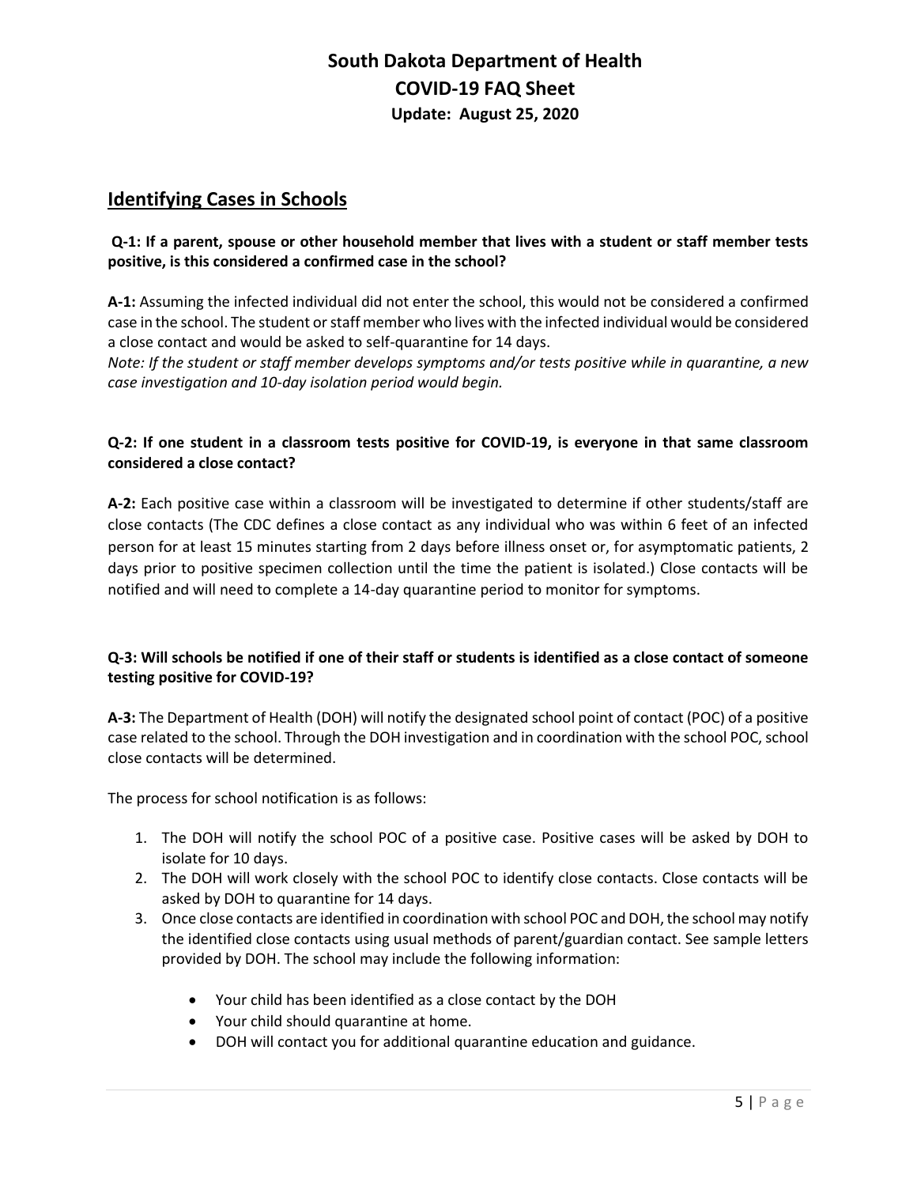## Identifying Cases in Schools

**Q-1: If a parent, spouse or other household member that lives with a student or staff member tests positive, is this considered a confirmed case in the school?**

**A-1:** Assuming the infected individual did not enter the school, this would not be considered a confirmed case in the school. The student or staff member who lives with the infected individual would be considered a close contact and would be asked to self-quarantine for 14 days.

*Note: If the student or staff member develops symptoms and/or tests positive while in quarantine, a new case investigation and 10-day isolation period would begin.*

**Q-2: If one student in a classroom tests positive for COVID-19, is everyone in that same classroom considered a close contact?**

**A-2:** Each positive case within a classroom will be investigated to determine if other students/staff are close contacts (The CDC defines a close contact as any individual who was within 6 feet of an infected person for at least 15 minutes starting from 2 days before illness onset or, for asymptomatic patients, 2 days prior to positive specimen collection until the time the patient is isolated.) Close contacts will be notified and will need to complete a 14-day quarantine period to monitor for symptoms.

**Q-3: Will schools be notified if one of their staff or students is identified as a close contact of someone testing positive for COVID-19?**

**A-3:** The Department of Health (DOH) will notify the designated school point of contact (POC) of a positive case related to the school. Through the DOH investigation and in coordination with the school POC, school close contacts will be determined.

The process for school notification is as follows:

1. The DOH will notify the school POC of a positive case. Positive cases will be asked by DOH to isolate for 10 days.
2. The DOH will work closely with the school POC to identify close contacts. Close contacts will be asked by DOH to quarantine for 14 days.
3. Once close contacts are identified in coordination with school POC and DOH, the school may notify the identified close contacts using usual methods of parent/guardian contact. See sample letters provided by DOH. The school may include the following information:
   - Your child has been identified as a close contact by the DOH
   - Your child should quarantine at home.
   - DOH will contact you for additional quarantine education and guidance.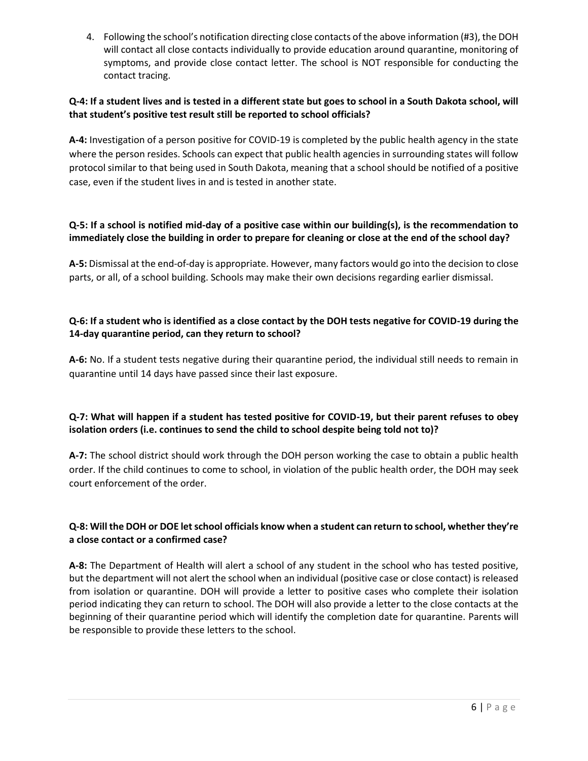4. Following the school's notification directing close contacts of the above information (#3), the DOH will contact all close contacts individually to provide education around quarantine, monitoring of symptoms, and provide close contact letter. The school is NOT responsible for conducting the contact tracing.

**Q-4: If a student lives and is tested in a different state but goes to school in a South Dakota school, will that student's positive test result still be reported to school officials?**

**A-4:** Investigation of a person positive for COVID-19 is completed by the public health agency in the state where the person resides. Schools can expect that public health agencies in surrounding states will follow protocol similar to that being used in South Dakota, meaning that a school should be notified of a positive case, even if the student lives in and is tested in another state.

**Q-5: If a school is notified mid-day of a positive case within our building(s), is the recommendation to immediately close the building in order to prepare for cleaning or close at the end of the school day?**

**A-5:** Dismissal at the end-of-day is appropriate. However, many factors would go into the decision to close parts, or all, of a school building. Schools may make their own decisions regarding earlier dismissal.

**Q-6: If a student who is identified as a close contact by the DOH tests negative for COVID-19 during the 14-day quarantine period, can they return to school?**

**A-6:** No. If a student tests negative during their quarantine period, the individual still needs to remain in quarantine until 14 days have passed since their last exposure.

**Q-7: What will happen if a student has tested positive for COVID-19, but their parent refuses to obey isolation orders (i.e. continues to send the child to school despite being told not to)?**

**A-7:** The school district should work through the DOH person working the case to obtain a public health order. If the child continues to come to school, in violation of the public health order, the DOH may seek court enforcement of the order.

**Q-8: Will the DOH or DOE let school officials know when a student can return to school, whether they're a close contact or a confirmed case?**

**A-8:** The Department of Health will alert a school of any student in the school who has tested positive, but the department will not alert the school when an individual (positive case or close contact) is released from isolation or quarantine. DOH will provide a letter to positive cases who complete their isolation period indicating they can return to school. The DOH will also provide a letter to the close contacts at the beginning of their quarantine period which will identify the completion date for quarantine. Parents will be responsible to provide these letters to the school.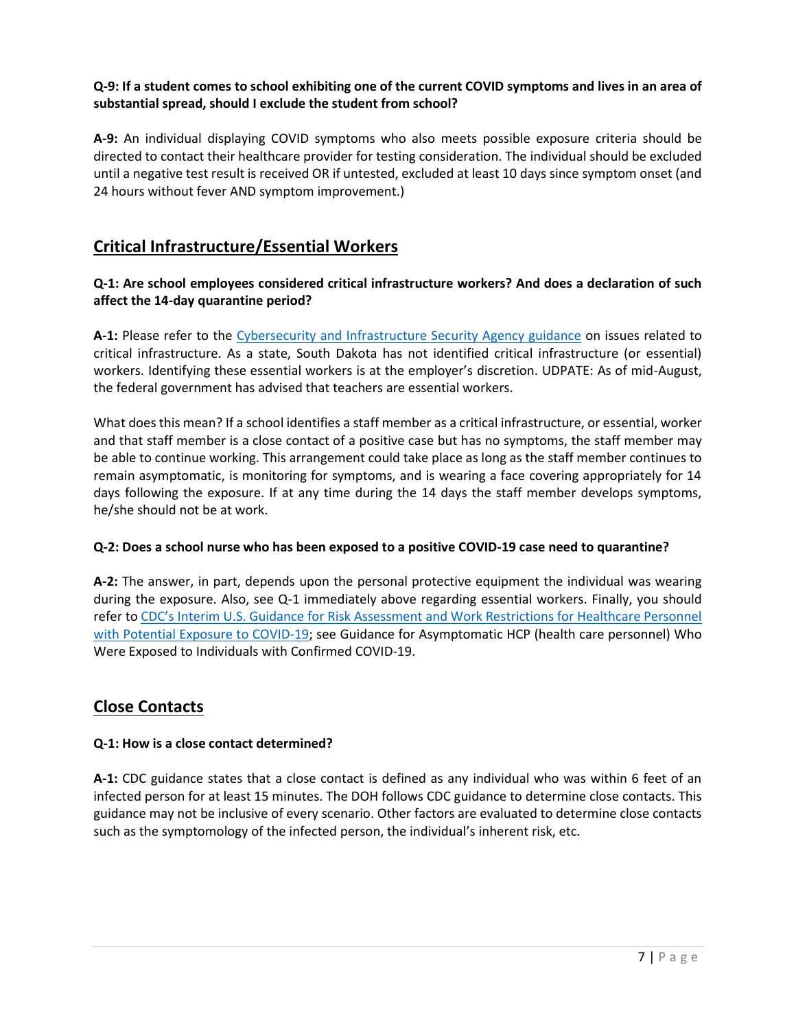**Q-9: If a student comes to school exhibiting one of the current COVID symptoms and lives in an area of substantial spread, should I exclude the student from school?**

**A-9:** An individual displaying COVID symptoms who also meets possible exposure criteria should be directed to contact their healthcare provider for testing consideration. The individual should be excluded until a negative test result is received OR if untested, excluded at least 10 days since symptom onset (and 24 hours without fever AND symptom improvement.)

## Critical Infrastructure/Essential Workers

**Q-1: Are school employees considered critical infrastructure workers? And does a declaration of such affect the 14-day quarantine period?**

**A-1:** Please refer to the Cybersecurity and Infrastructure Security Agency guidance on issues related to critical infrastructure. As a state, South Dakota has not identified critical infrastructure (or essential) workers. Identifying these essential workers is at the employer's discretion. UDPATE: As of mid-August, the federal government has advised that teachers are essential workers.

What does this mean? If a school identifies a staff member as a critical infrastructure, or essential, worker and that staff member is a close contact of a positive case but has no symptoms, the staff member may be able to continue working. This arrangement could take place as long as the staff member continues to remain asymptomatic, is monitoring for symptoms, and is wearing a face covering appropriately for 14 days following the exposure. If at any time during the 14 days the staff member develops symptoms, he/she should not be at work.

**Q-2: Does a school nurse who has been exposed to a positive COVID-19 case need to quarantine?**

**A-2:** The answer, in part, depends upon the personal protective equipment the individual was wearing during the exposure. Also, see Q-1 immediately above regarding essential workers. Finally, you should refer to CDC's Interim U.S. Guidance for Risk Assessment and Work Restrictions for Healthcare Personnel with Potential Exposure to COVID-19; see Guidance for Asymptomatic HCP (health care personnel) Who Were Exposed to Individuals with Confirmed COVID-19.

## Close Contacts

**Q-1: How is a close contact determined?**

**A-1:** CDC guidance states that a close contact is defined as any individual who was within 6 feet of an infected person for at least 15 minutes. The DOH follows CDC guidance to determine close contacts. This guidance may not be inclusive of every scenario. Other factors are evaluated to determine close contacts such as the symptomology of the infected person, the individual's inherent risk, etc.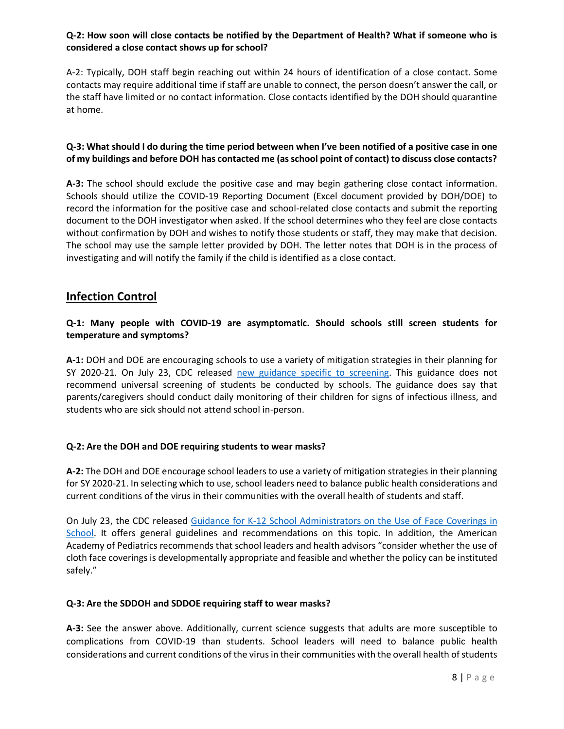**Q-2: How soon will close contacts be notified by the Department of Health? What if someone who is considered a close contact shows up for school?**

A-2: Typically, DOH staff begin reaching out within 24 hours of identification of a close contact. Some contacts may require additional time if staff are unable to connect, the person doesn't answer the call, or the staff have limited or no contact information. Close contacts identified by the DOH should quarantine at home.

**Q-3: What should I do during the time period between when I've been notified of a positive case in one of my buildings and before DOH has contacted me (as school point of contact) to discuss close contacts?**

**A-3:** The school should exclude the positive case and may begin gathering close contact information. Schools should utilize the COVID-19 Reporting Document (Excel document provided by DOH/DOE) to record the information for the positive case and school-related close contacts and submit the reporting document to the DOH investigator when asked. If the school determines who they feel are close contacts without confirmation by DOH and wishes to notify those students or staff, they may make that decision. The school may use the sample letter provided by DOH. The letter notes that DOH is in the process of investigating and will notify the family if the child is identified as a close contact.

## Infection Control

**Q-1: Many people with COVID-19 are asymptomatic. Should schools still screen students for temperature and symptoms?**

**A-1:** DOH and DOE are encouraging schools to use a variety of mitigation strategies in their planning for SY 2020-21. On July 23, CDC released new guidance specific to screening. This guidance does not recommend universal screening of students be conducted by schools. The guidance does say that parents/caregivers should conduct daily monitoring of their children for signs of infectious illness, and students who are sick should not attend school in-person.

**Q-2: Are the DOH and DOE requiring students to wear masks?**

**A-2:** The DOH and DOE encourage school leaders to use a variety of mitigation strategies in their planning for SY 2020-21. In selecting which to use, school leaders need to balance public health considerations and current conditions of the virus in their communities with the overall health of students and staff.

On July 23, the CDC released Guidance for K-12 School Administrators on the Use of Face Coverings in School. It offers general guidelines and recommendations on this topic. In addition, the American Academy of Pediatrics recommends that school leaders and health advisors "consider whether the use of cloth face coverings is developmentally appropriate and feasible and whether the policy can be instituted safely."

**Q-3: Are the SDDOH and SDDOE requiring staff to wear masks?**

**A-3:** See the answer above. Additionally, current science suggests that adults are more susceptible to complications from COVID-19 than students. School leaders will need to balance public health considerations and current conditions of the virus in their communities with the overall health of students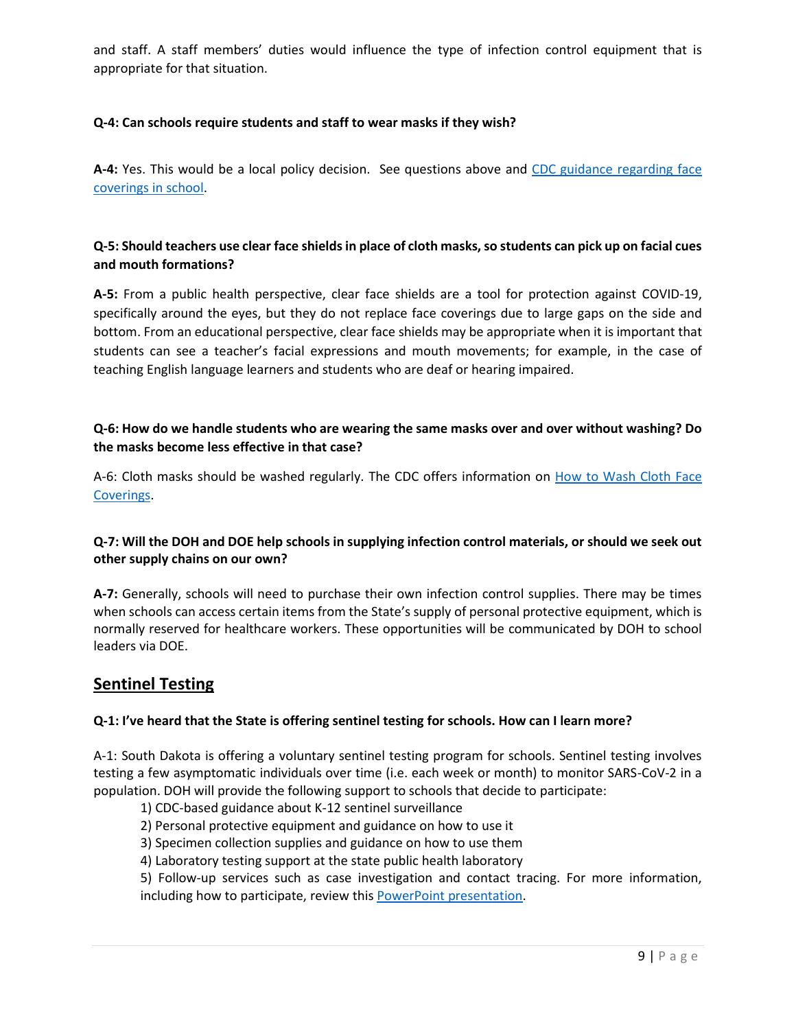and staff. A staff members' duties would influence the type of infection control equipment that is appropriate for that situation.

**Q-4: Can schools require students and staff to wear masks if they wish?**

**A-4:** Yes. This would be a local policy decision. See questions above and CDC guidance regarding face coverings in school.

**Q-5: Should teachers use clear face shields in place of cloth masks, so students can pick up on facial cues and mouth formations?**

**A-5:** From a public health perspective, clear face shields are a tool for protection against COVID-19, specifically around the eyes, but they do not replace face coverings due to large gaps on the side and bottom. From an educational perspective, clear face shields may be appropriate when it is important that students can see a teacher's facial expressions and mouth movements; for example, in the case of teaching English language learners and students who are deaf or hearing impaired.

**Q-6: How do we handle students who are wearing the same masks over and over without washing? Do the masks become less effective in that case?**

A-6: Cloth masks should be washed regularly. The CDC offers information on How to Wash Cloth Face Coverings.

**Q-7: Will the DOH and DOE help schools in supplying infection control materials, or should we seek out other supply chains on our own?**

**A-7:** Generally, schools will need to purchase their own infection control supplies. There may be times when schools can access certain items from the State's supply of personal protective equipment, which is normally reserved for healthcare workers. These opportunities will be communicated by DOH to school leaders via DOE.

## Sentinel Testing

**Q-1: I've heard that the State is offering sentinel testing for schools. How can I learn more?**

A-1: South Dakota is offering a voluntary sentinel testing program for schools. Sentinel testing involves testing a few asymptomatic individuals over time (i.e. each week or month) to monitor SARS-CoV-2 in a population. DOH will provide the following support to schools that decide to participate:

1) CDC-based guidance about K-12 sentinel surveillance
2) Personal protective equipment and guidance on how to use it
3) Specimen collection supplies and guidance on how to use them
4) Laboratory testing support at the state public health laboratory
5) Follow-up services such as case investigation and contact tracing. For more information, including how to participate, review this PowerPoint presentation.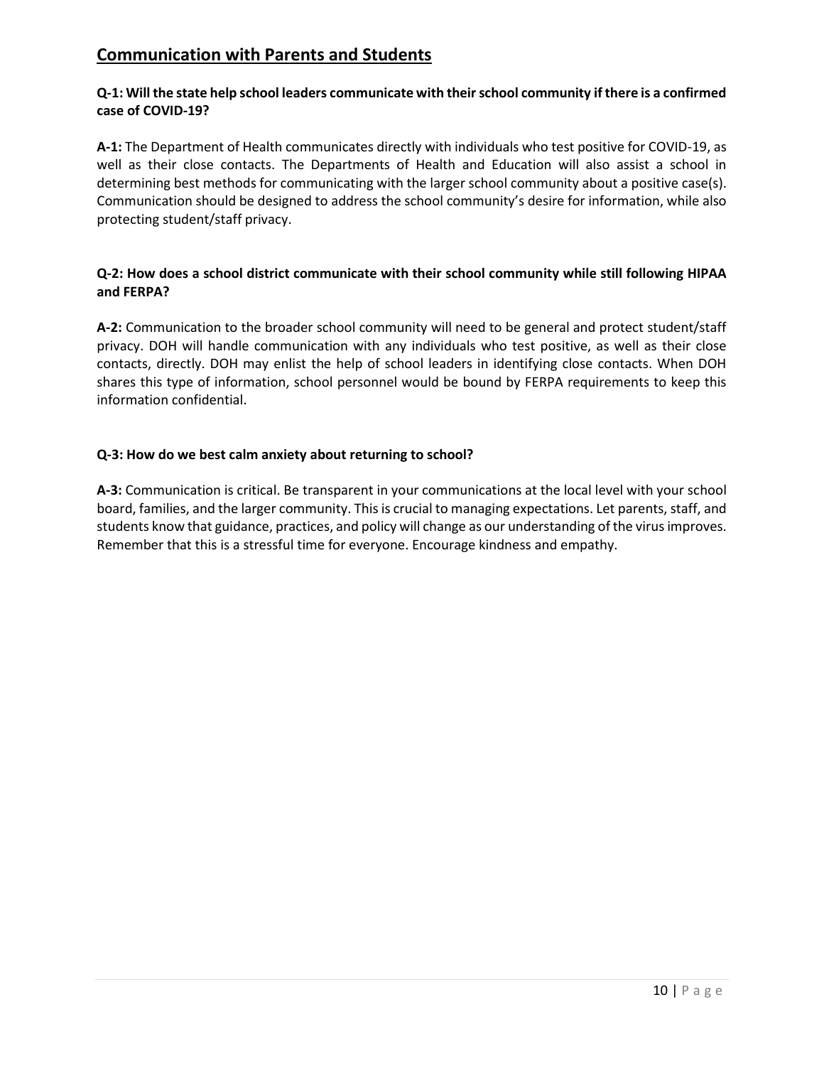## Communication with Parents and Students

**Q-1: Will the state help school leaders communicate with their school community if there is a confirmed case of COVID-19?**

**A-1:** The Department of Health communicates directly with individuals who test positive for COVID-19, as well as their close contacts. The Departments of Health and Education will also assist a school in determining best methods for communicating with the larger school community about a positive case(s). Communication should be designed to address the school community's desire for information, while also protecting student/staff privacy.

**Q-2: How does a school district communicate with their school community while still following HIPAA and FERPA?**

**A-2:** Communication to the broader school community will need to be general and protect student/staff privacy. DOH will handle communication with any individuals who test positive, as well as their close contacts, directly. DOH may enlist the help of school leaders in identifying close contacts. When DOH shares this type of information, school personnel would be bound by FERPA requirements to keep this information confidential.

**Q-3: How do we best calm anxiety about returning to school?**

**A-3:** Communication is critical. Be transparent in your communications at the local level with your school board, families, and the larger community. This is crucial to managing expectations. Let parents, staff, and students know that guidance, practices, and policy will change as our understanding of the virus improves. Remember that this is a stressful time for everyone. Encourage kindness and empathy.